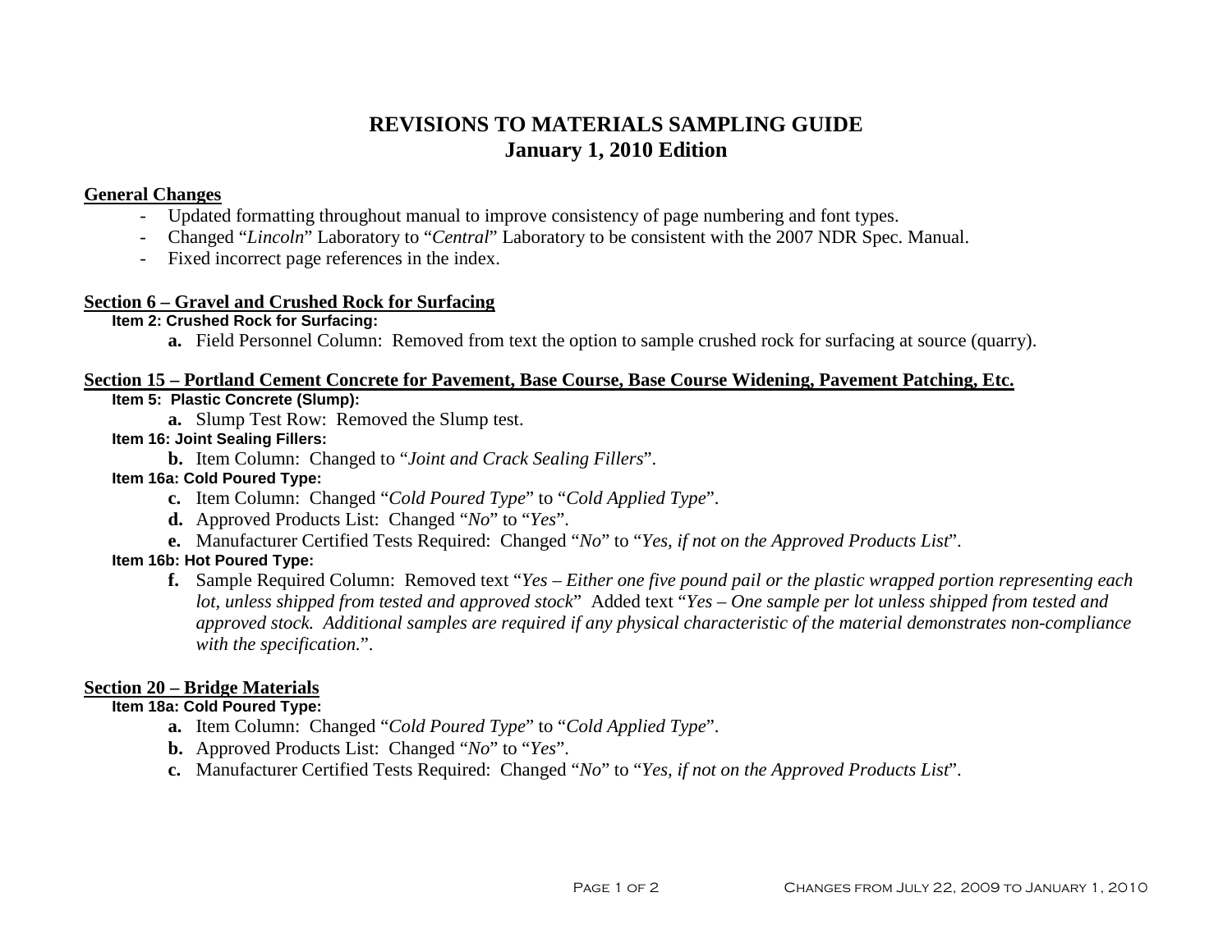# REVISIONS TO MATERIALS SAMPLING GUIDE
## January 1, 2010 Edition

### General Changes

- Updated formatting throughout manual to improve consistency of page numbering and font types.
- Changed "*Lincoln*" Laboratory to "*Central*" Laboratory to be consistent with the 2007 NDR Spec. Manual.
- Fixed incorrect page references in the index.

### Section 6 – Gravel and Crushed Rock for Surfacing

**Item 2: Crushed Rock for Surfacing:**

- **a.** Field Personnel Column: Removed from text the option to sample crushed rock for surfacing at source (quarry).

### Section 15 – Portland Cement Concrete for Pavement, Base Course, Base Course Widening, Pavement Patching, Etc.

**Item 5: Plastic Concrete (Slump):**

- **a.** Slump Test Row: Removed the Slump test.

**Item 16: Joint Sealing Fillers:**

- **b.** Item Column: Changed to "*Joint and Crack Sealing Fillers*".

**Item 16a: Cold Poured Type:**

- **c.** Item Column: Changed "*Cold Poured Type*" to "*Cold Applied Type*".
- **d.** Approved Products List: Changed "*No*" to "*Yes*".
- **e.** Manufacturer Certified Tests Required: Changed "*No*" to "*Yes, if not on the Approved Products List*".

**Item 16b: Hot Poured Type:**

- **f.** Sample Required Column: Removed text "*Yes – Either one five pound pail or the plastic wrapped portion representing each lot, unless shipped from tested and approved stock*" Added text "*Yes – One sample per lot unless shipped from tested and approved stock. Additional samples are required if any physical characteristic of the material demonstrates non-compliance with the specification.*".

### Section 20 – Bridge Materials

**Item 18a: Cold Poured Type:**

- **a.** Item Column: Changed "*Cold Poured Type*" to "*Cold Applied Type*".
- **b.** Approved Products List: Changed "*No*" to "*Yes*".
- **c.** Manufacturer Certified Tests Required: Changed "*No*" to "*Yes, if not on the Approved Products List*".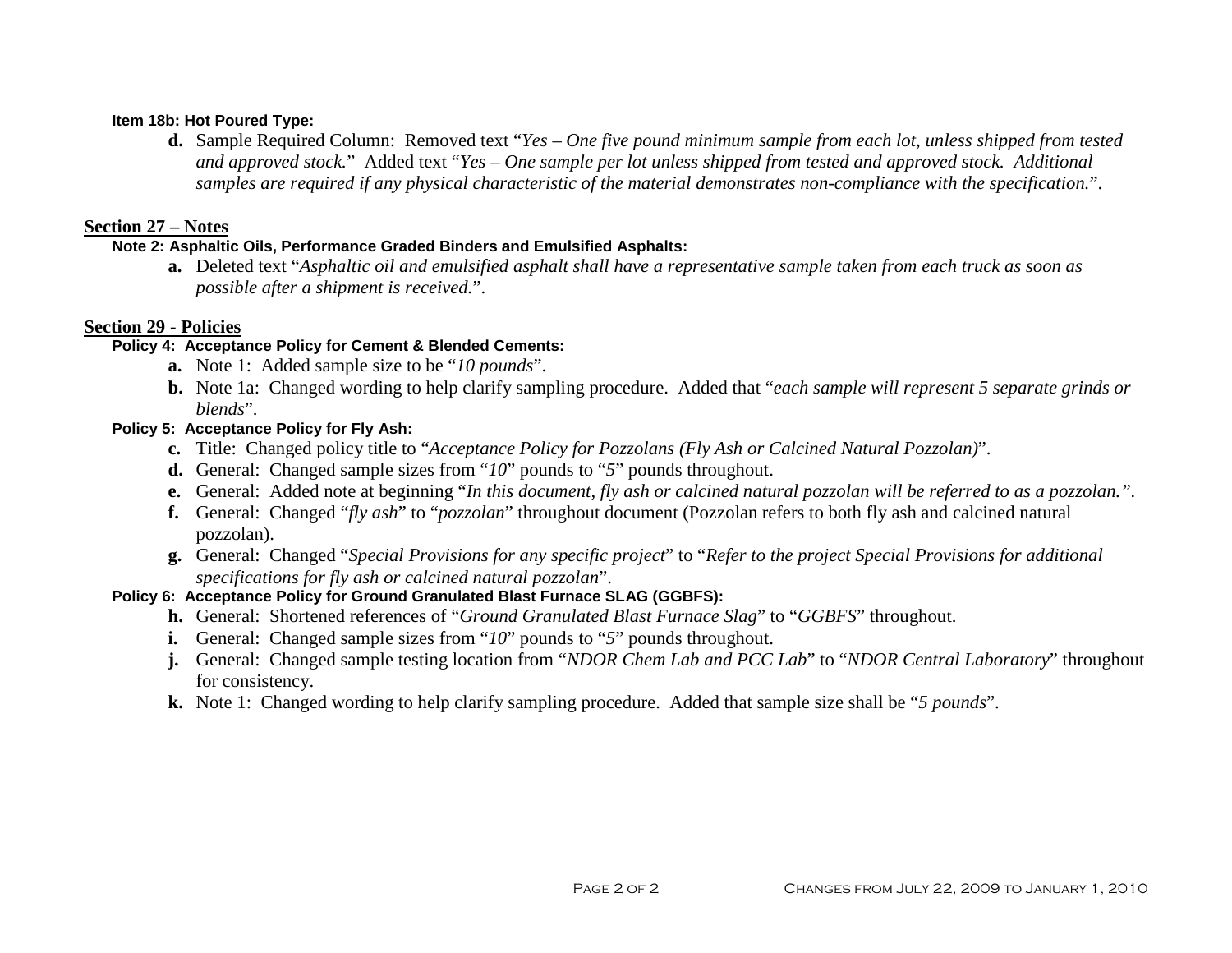#### Item 18b: Hot Poured Type:

d. Sample Required Column: Removed text "*Yes – One five pound minimum sample from each lot, unless shipped from tested and approved stock.*" Added text "*Yes – One sample per lot unless shipped from tested and approved stock. Additional samples are required if any physical characteristic of the material demonstrates non-compliance with the specification.*".

## Section 27 – Notes

#### Note 2: Asphaltic Oils, Performance Graded Binders and Emulsified Asphalts:

a. Deleted text "*Asphaltic oil and emulsified asphalt shall have a representative sample taken from each truck as soon as possible after a shipment is received.*".

## Section 29 - Policies

#### Policy 4: Acceptance Policy for Cement & Blended Cements:

a. Note 1: Added sample size to be "*10 pounds*".
b. Note 1a: Changed wording to help clarify sampling procedure. Added that "*each sample will represent 5 separate grinds or blends*".

#### Policy 5: Acceptance Policy for Fly Ash:

c. Title: Changed policy title to "*Acceptance Policy for Pozzolans (Fly Ash or Calcined Natural Pozzolan)*".
d. General: Changed sample sizes from "*10*" pounds to "*5*" pounds throughout.
e. General: Added note at beginning "*In this document, fly ash or calcined natural pozzolan will be referred to as a pozzolan.*".
f. General: Changed "*fly ash*" to "*pozzolan*" throughout document (Pozzolan refers to both fly ash and calcined natural pozzolan).
g. General: Changed "*Special Provisions for any specific project*" to "*Refer to the project Special Provisions for additional specifications for fly ash or calcined natural pozzolan*".

#### Policy 6: Acceptance Policy for Ground Granulated Blast Furnace SLAG (GGBFS):

h. General: Shortened references of "*Ground Granulated Blast Furnace Slag*" to "*GGBFS*" throughout.
i. General: Changed sample sizes from "*10*" pounds to "*5*" pounds throughout.
j. General: Changed sample testing location from "*NDOR Chem Lab and PCC Lab*" to "*NDOR Central Laboratory*" throughout for consistency.
k. Note 1: Changed wording to help clarify sampling procedure. Added that sample size shall be "*5 pounds*".